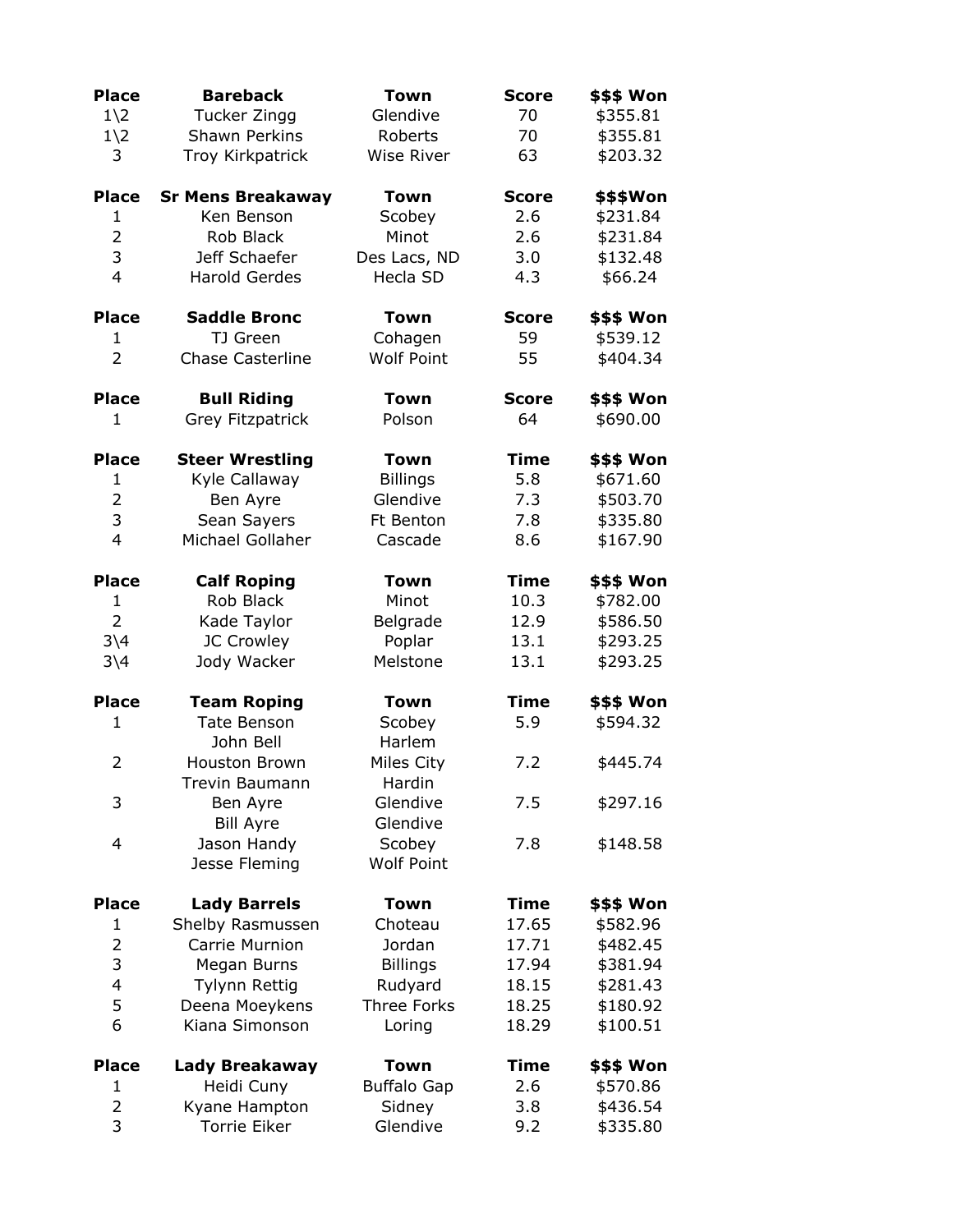| Place | Bareback | Town | Score | $$$ Won |
|---|---|---|---|---|
| 1\2 | Tucker Zingg | Glendive | 70 | $355.81 |
| 1\2 | Shawn Perkins | Roberts | 70 | $355.81 |
| 3 | Troy Kirkpatrick | Wise River | 63 | $203.32 |

| Place | Sr Mens Breakaway | Town | Score | $$$Won |
|---|---|---|---|---|
| 1 | Ken Benson | Scobey | 2.6 | $231.84 |
| 2 | Rob Black | Minot | 2.6 | $231.84 |
| 3 | Jeff Schaefer | Des Lacs, ND | 3.0 | $132.48 |
| 4 | Harold Gerdes | Hecla SD | 4.3 | $66.24 |

| Place | Saddle Bronc | Town | Score | $$$ Won |
|---|---|---|---|---|
| 1 | TJ Green | Cohagen | 59 | $539.12 |
| 2 | Chase Casterline | Wolf Point | 55 | $404.34 |

| Place | Bull Riding | Town | Score | $$$ Won |
|---|---|---|---|---|
| 1 | Grey Fitzpatrick | Polson | 64 | $690.00 |

| Place | Steer Wrestling | Town | Time | $$$ Won |
|---|---|---|---|---|
| 1 | Kyle Callaway | Billings | 5.8 | $671.60 |
| 2 | Ben Ayre | Glendive | 7.3 | $503.70 |
| 3 | Sean Sayers | Ft Benton | 7.8 | $335.80 |
| 4 | Michael Gollaher | Cascade | 8.6 | $167.90 |

| Place | Calf Roping | Town | Time | $$$ Won |
|---|---|---|---|---|
| 1 | Rob Black | Minot | 10.3 | $782.00 |
| 2 | Kade Taylor | Belgrade | 12.9 | $586.50 |
| 3\4 | JC Crowley | Poplar | 13.1 | $293.25 |
| 3\4 | Jody Wacker | Melstone | 13.1 | $293.25 |

| Place | Team Roping | Town | Time | $$$ Won |
|---|---|---|---|---|
| 1 | Tate Benson | Scobey | 5.9 | $594.32 |
| | John Bell | Harlem | | |
| 2 | Houston Brown | Miles City | 7.2 | $445.74 |
| | Trevin Baumann | Hardin | | |
| 3 | Ben Ayre | Glendive | 7.5 | $297.16 |
| | Bill Ayre | Glendive | | |
| 4 | Jason Handy | Scobey | 7.8 | $148.58 |
| | Jesse Fleming | Wolf Point | | |

| Place | Lady Barrels | Town | Time | $$$ Won |
|---|---|---|---|---|
| 1 | Shelby Rasmussen | Choteau | 17.65 | $582.96 |
| 2 | Carrie Murnion | Jordan | 17.71 | $482.45 |
| 3 | Megan Burns | Billings | 17.94 | $381.94 |
| 4 | Tylynn Rettig | Rudyard | 18.15 | $281.43 |
| 5 | Deena Moeykens | Three Forks | 18.25 | $180.92 |
| 6 | Kiana Simonson | Loring | 18.29 | $100.51 |

| Place | Lady Breakaway | Town | Time | $$$ Won |
|---|---|---|---|---|
| 1 | Heidi Cuny | Buffalo Gap | 2.6 | $570.86 |
| 2 | Kyane Hampton | Sidney | 3.8 | $436.54 |
| 3 | Torrie Eiker | Glendive | 9.2 | $335.80 |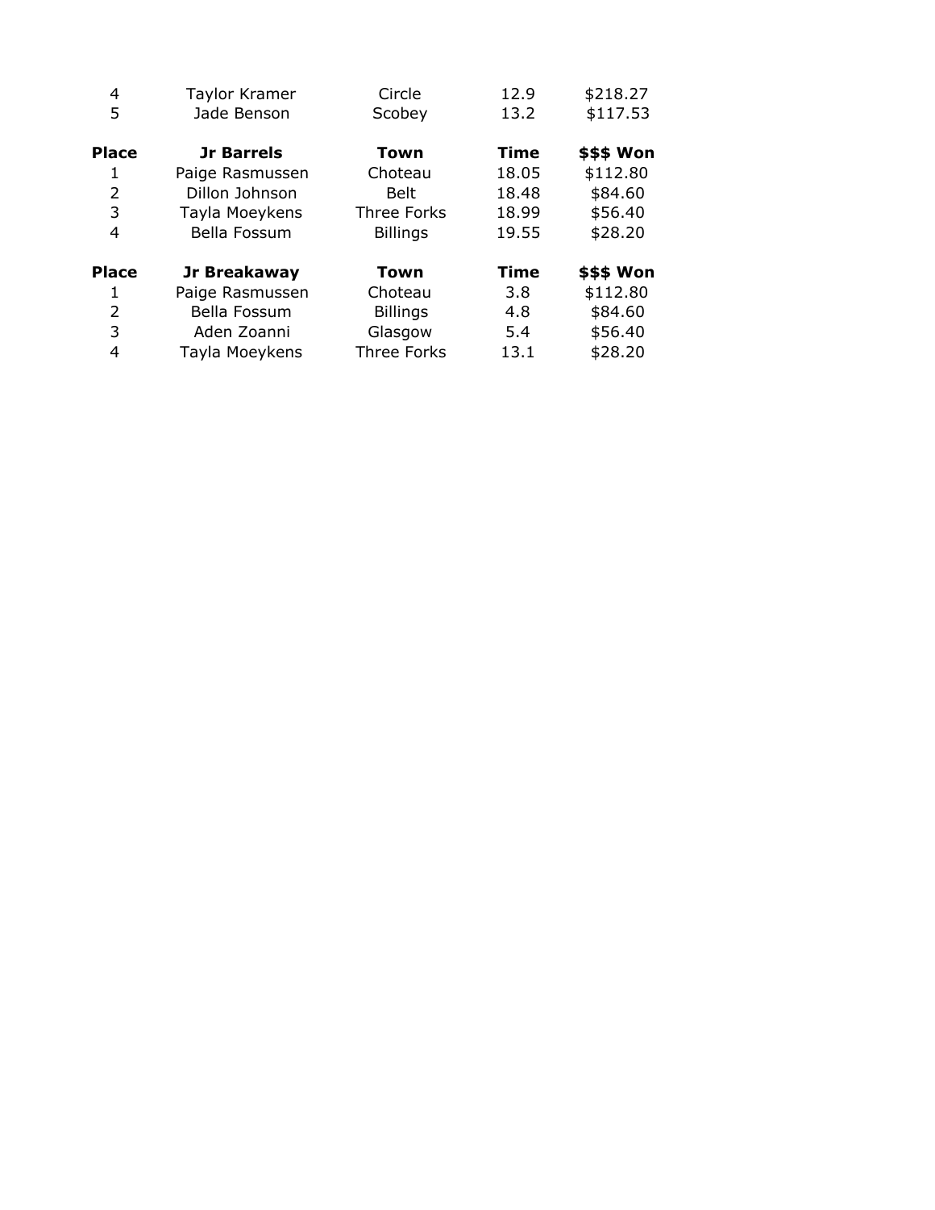| | | | | |
|---|---|---|---|---|
| 4 | Taylor Kramer | Circle | 12.9 | $218.27 |
| 5 | Jade Benson | Scobey | 13.2 | $117.53 |

| Place | Jr Barrels | Town | Time | $$$ Won |
|---|---|---|---|---|
| 1 | Paige Rasmussen | Choteau | 18.05 | $112.80 |
| 2 | Dillon Johnson | Belt | 18.48 | $84.60 |
| 3 | Tayla Moeykens | Three Forks | 18.99 | $56.40 |
| 4 | Bella Fossum | Billings | 19.55 | $28.20 |

| Place | Jr Breakaway | Town | Time | $$$ Won |
|---|---|---|---|---|
| 1 | Paige Rasmussen | Choteau | 3.8 | $112.80 |
| 2 | Bella Fossum | Billings | 4.8 | $84.60 |
| 3 | Aden Zoanni | Glasgow | 5.4 | $56.40 |
| 4 | Tayla Moeykens | Three Forks | 13.1 | $28.20 |